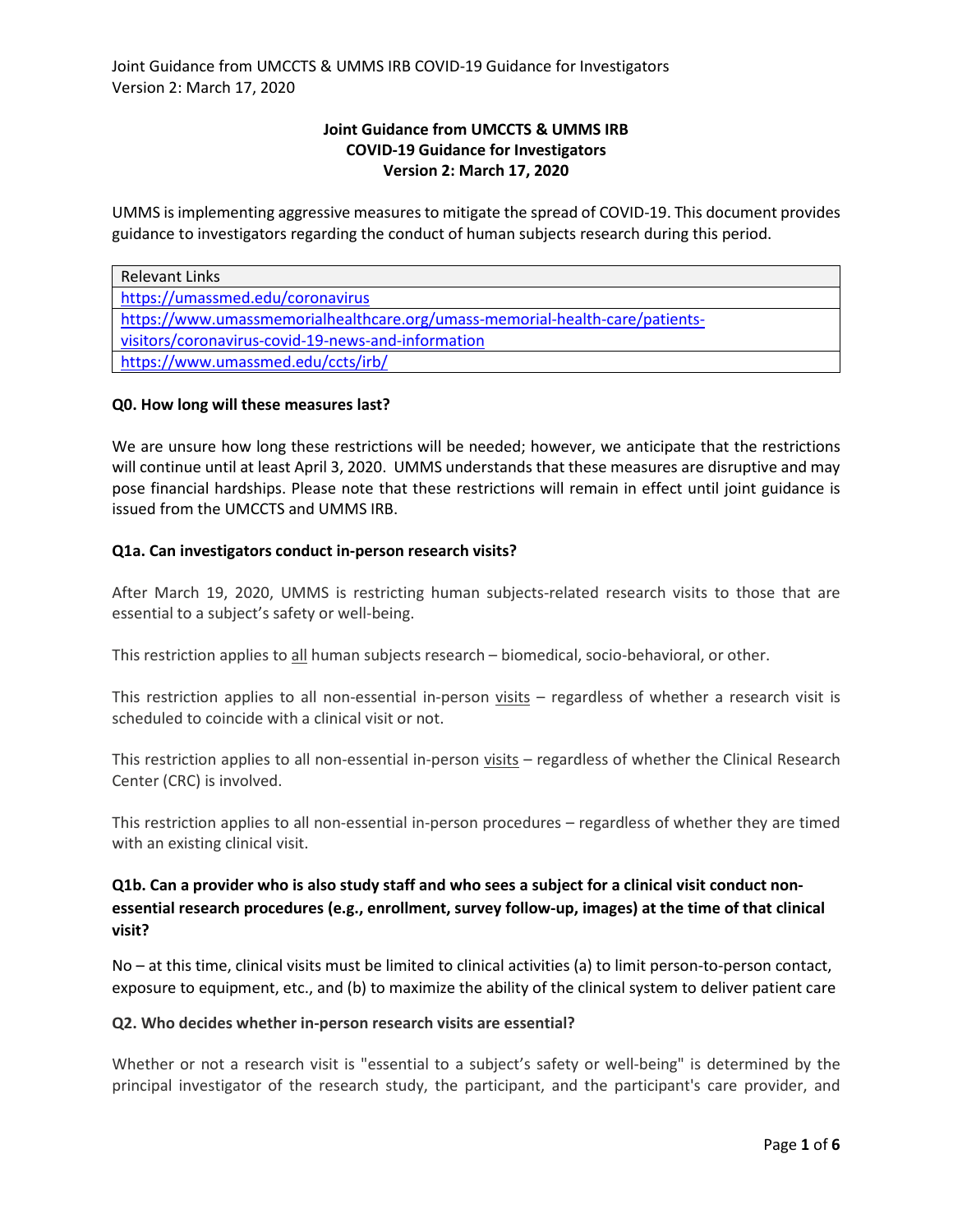# Joint Guidance from UMCCTS & UMMS IRB
## COVID-19 Guidance for Investigators
### Version 2: March 17, 2020

UMMS is implementing aggressive measures to mitigate the spread of COVID-19. This document provides guidance to investigators regarding the conduct of human subjects research during this period.

| Relevant Links |
| --- |
| https://umassmed.edu/coronavirus |
| https://www.umassmemorialhealthcare.org/umass-memorial-health-care/patients-visitors/coronavirus-covid-19-news-and-information |
| https://www.umassmed.edu/ccts/irb/ |

**Q0. How long will these measures last?**

We are unsure how long these restrictions will be needed; however, we anticipate that the restrictions will continue until at least April 3, 2020. UMMS understands that these measures are disruptive and may pose financial hardships. Please note that these restrictions will remain in effect until joint guidance is issued from the UMCCTS and UMMS IRB.

**Q1a. Can investigators conduct in-person research visits?**

After March 19, 2020, UMMS is restricting human subjects-related research visits to those that are essential to a subject's safety or well-being.

This restriction applies to all human subjects research – biomedical, socio-behavioral, or other.

This restriction applies to all non-essential in-person visits – regardless of whether a research visit is scheduled to coincide with a clinical visit or not.

This restriction applies to all non-essential in-person visits – regardless of whether the Clinical Research Center (CRC) is involved.

This restriction applies to all non-essential in-person procedures – regardless of whether they are timed with an existing clinical visit.

**Q1b. Can a provider who is also study staff and who sees a subject for a clinical visit conduct non-essential research procedures (e.g., enrollment, survey follow-up, images) at the time of that clinical visit?**

No – at this time, clinical visits must be limited to clinical activities (a) to limit person-to-person contact, exposure to equipment, etc., and (b) to maximize the ability of the clinical system to deliver patient care

**Q2. Who decides whether in-person research visits are essential?**

Whether or not a research visit is "essential to a subject's safety or well-being" is determined by the principal investigator of the research study, the participant, and the participant's care provider, and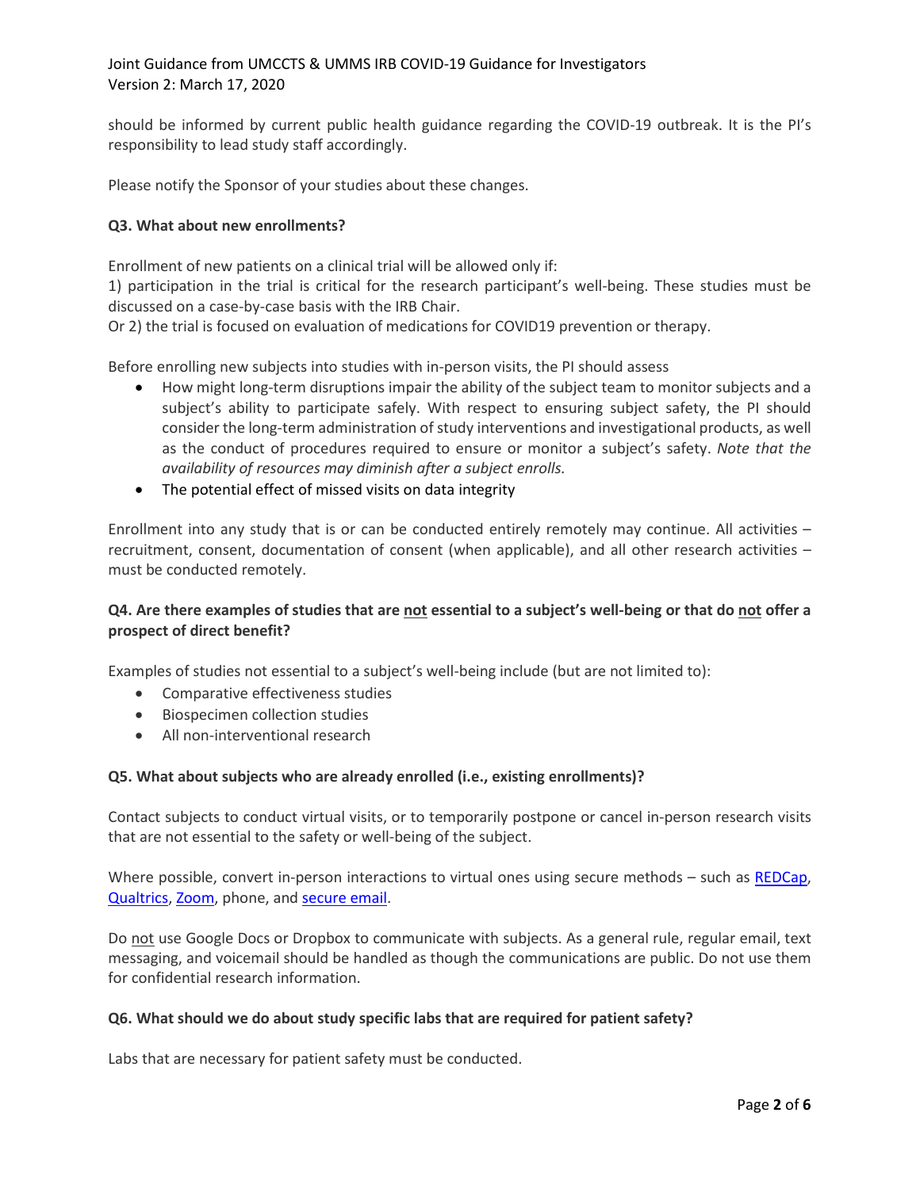should be informed by current public health guidance regarding the COVID-19 outbreak. It is the PI's responsibility to lead study staff accordingly.

Please notify the Sponsor of your studies about these changes.

**Q3. What about new enrollments?**

Enrollment of new patients on a clinical trial will be allowed only if:
1) participation in the trial is critical for the research participant's well-being. These studies must be discussed on a case-by-case basis with the IRB Chair.
Or 2) the trial is focused on evaluation of medications for COVID19 prevention or therapy.

Before enrolling new subjects into studies with in-person visits, the PI should assess

- How might long-term disruptions impair the ability of the subject team to monitor subjects and a subject's ability to participate safely. With respect to ensuring subject safety, the PI should consider the long-term administration of study interventions and investigational products, as well as the conduct of procedures required to ensure or monitor a subject's safety. *Note that the availability of resources may diminish after a subject enrolls.*
- The potential effect of missed visits on data integrity

Enrollment into any study that is or can be conducted entirely remotely may continue. All activities – recruitment, consent, documentation of consent (when applicable), and all other research activities – must be conducted remotely.

**Q4. Are there examples of studies that are not essential to a subject's well-being or that do not offer a prospect of direct benefit?**

Examples of studies not essential to a subject's well-being include (but are not limited to):

- Comparative effectiveness studies
- Biospecimen collection studies
- All non-interventional research

**Q5. What about subjects who are already enrolled (i.e., existing enrollments)?**

Contact subjects to conduct virtual visits, or to temporarily postpone or cancel in-person research visits that are not essential to the safety or well-being of the subject.

Where possible, convert in-person interactions to virtual ones using secure methods – such as REDCap, Qualtrics, Zoom, phone, and secure email.

Do not use Google Docs or Dropbox to communicate with subjects. As a general rule, regular email, text messaging, and voicemail should be handled as though the communications are public. Do not use them for confidential research information.

**Q6. What should we do about study specific labs that are required for patient safety?**

Labs that are necessary for patient safety must be conducted.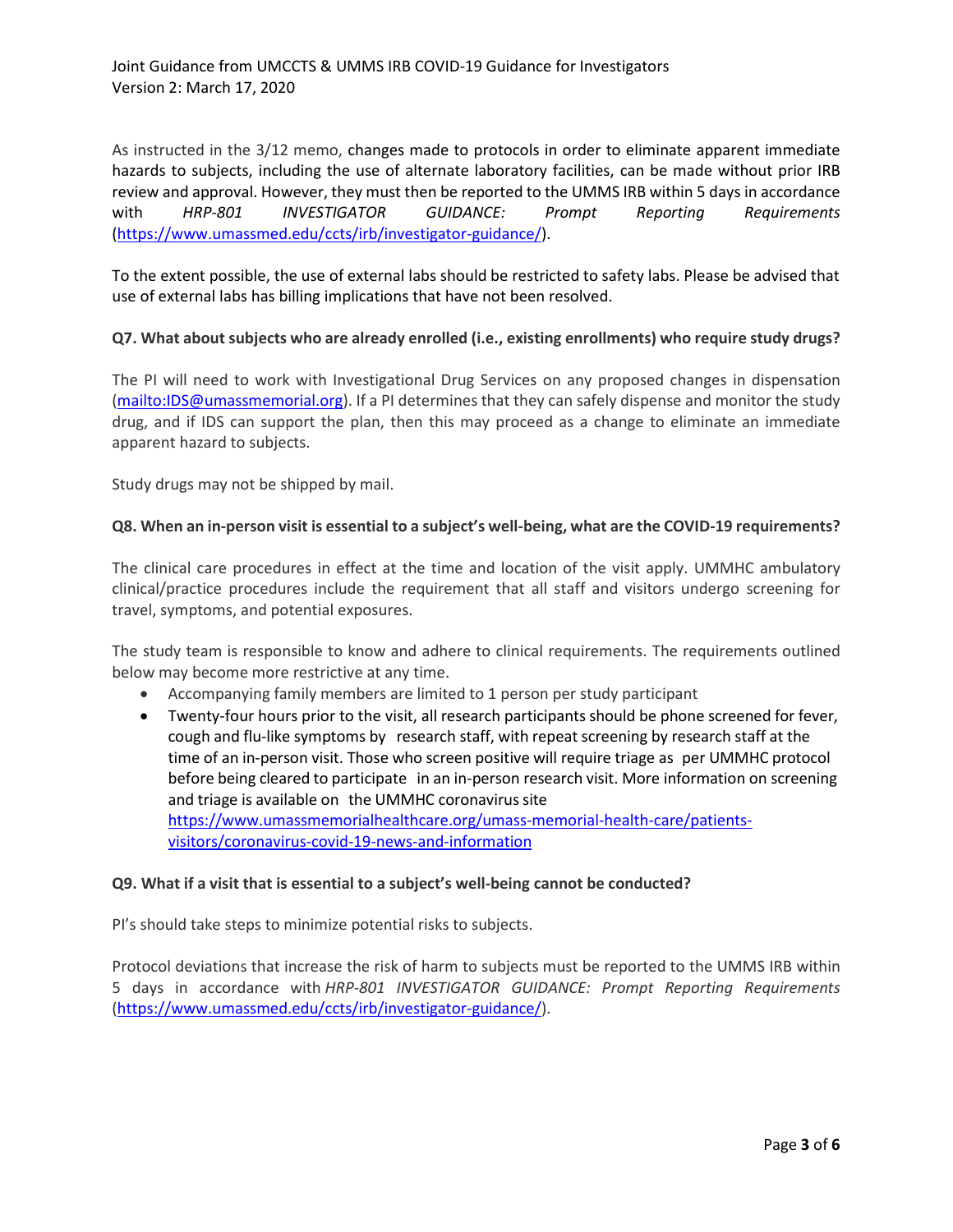As instructed in the 3/12 memo, changes made to protocols in order to eliminate apparent immediate hazards to subjects, including the use of alternate laboratory facilities, can be made without prior IRB review and approval. However, they must then be reported to the UMMS IRB within 5 days in accordance with *HRP-801 INVESTIGATOR GUIDANCE: Prompt Reporting Requirements* (https://www.umassmed.edu/ccts/irb/investigator-guidance/).

To the extent possible, the use of external labs should be restricted to safety labs. Please be advised that use of external labs has billing implications that have not been resolved.

**Q7. What about subjects who are already enrolled (i.e., existing enrollments) who require study drugs?**

The PI will need to work with Investigational Drug Services on any proposed changes in dispensation (mailto:IDS@umassmemorial.org). If a PI determines that they can safely dispense and monitor the study drug, and if IDS can support the plan, then this may proceed as a change to eliminate an immediate apparent hazard to subjects.

Study drugs may not be shipped by mail.

**Q8. When an in-person visit is essential to a subject's well-being, what are the COVID-19 requirements?**

The clinical care procedures in effect at the time and location of the visit apply. UMMHC ambulatory clinical/practice procedures include the requirement that all staff and visitors undergo screening for travel, symptoms, and potential exposures.

The study team is responsible to know and adhere to clinical requirements. The requirements outlined below may become more restrictive at any time.

- Accompanying family members are limited to 1 person per study participant
- Twenty-four hours prior to the visit, all research participants should be phone screened for fever, cough and flu-like symptoms by research staff, with repeat screening by research staff at the time of an in-person visit. Those who screen positive will require triage as per UMMHC protocol before being cleared to participate in an in-person research visit. More information on screening and triage is available on the UMMHC coronavirus site https://www.umassmemorialhealthcare.org/umass-memorial-health-care/patients-visitors/coronavirus-covid-19-news-and-information

**Q9. What if a visit that is essential to a subject's well-being cannot be conducted?**

PI's should take steps to minimize potential risks to subjects.

Protocol deviations that increase the risk of harm to subjects must be reported to the UMMS IRB within 5 days in accordance with *HRP-801 INVESTIGATOR GUIDANCE: Prompt Reporting Requirements* (https://www.umassmed.edu/ccts/irb/investigator-guidance/).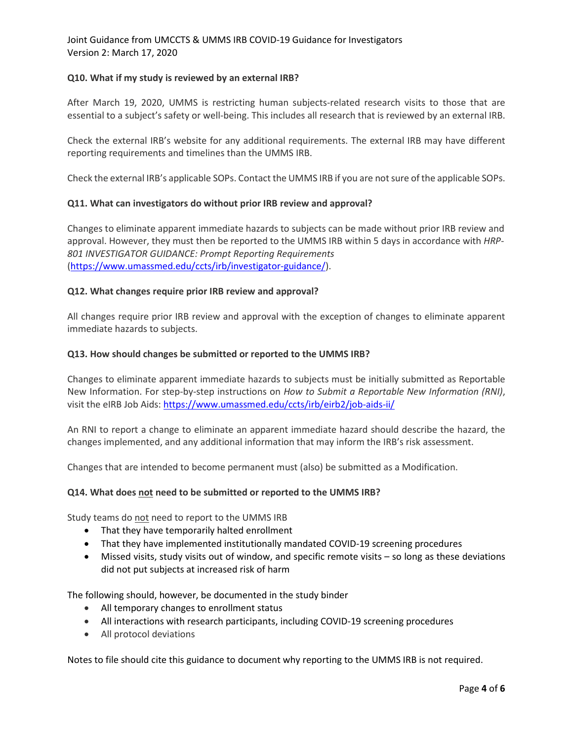**Q10. What if my study is reviewed by an external IRB?**

After March 19, 2020, UMMS is restricting human subjects-related research visits to those that are essential to a subject's safety or well-being. This includes all research that is reviewed by an external IRB.

Check the external IRB's website for any additional requirements. The external IRB may have different reporting requirements and timelines than the UMMS IRB.

Check the external IRB's applicable SOPs. Contact the UMMS IRB if you are not sure of the applicable SOPs.

**Q11. What can investigators do without prior IRB review and approval?**

Changes to eliminate apparent immediate hazards to subjects can be made without prior IRB review and approval. However, they must then be reported to the UMMS IRB within 5 days in accordance with *HRP-801 INVESTIGATOR GUIDANCE: Prompt Reporting Requirements* (https://www.umassmed.edu/ccts/irb/investigator-guidance/).

**Q12. What changes require prior IRB review and approval?**

All changes require prior IRB review and approval with the exception of changes to eliminate apparent immediate hazards to subjects.

**Q13. How should changes be submitted or reported to the UMMS IRB?**

Changes to eliminate apparent immediate hazards to subjects must be initially submitted as Reportable New Information. For step-by-step instructions on *How to Submit a Reportable New Information (RNI)*, visit the eIRB Job Aids: https://www.umassmed.edu/ccts/irb/eirb2/job-aids-ii/

An RNI to report a change to eliminate an apparent immediate hazard should describe the hazard, the changes implemented, and any additional information that may inform the IRB's risk assessment.

Changes that are intended to become permanent must (also) be submitted as a Modification.

**Q14. What does <u>not</u> need to be submitted or reported to the UMMS IRB?**

Study teams do <u>not</u> need to report to the UMMS IRB

- That they have temporarily halted enrollment
- That they have implemented institutionally mandated COVID-19 screening procedures
- Missed visits, study visits out of window, and specific remote visits – so long as these deviations did not put subjects at increased risk of harm

The following should, however, be documented in the study binder

- All temporary changes to enrollment status
- All interactions with research participants, including COVID-19 screening procedures
- All protocol deviations

Notes to file should cite this guidance to document why reporting to the UMMS IRB is not required.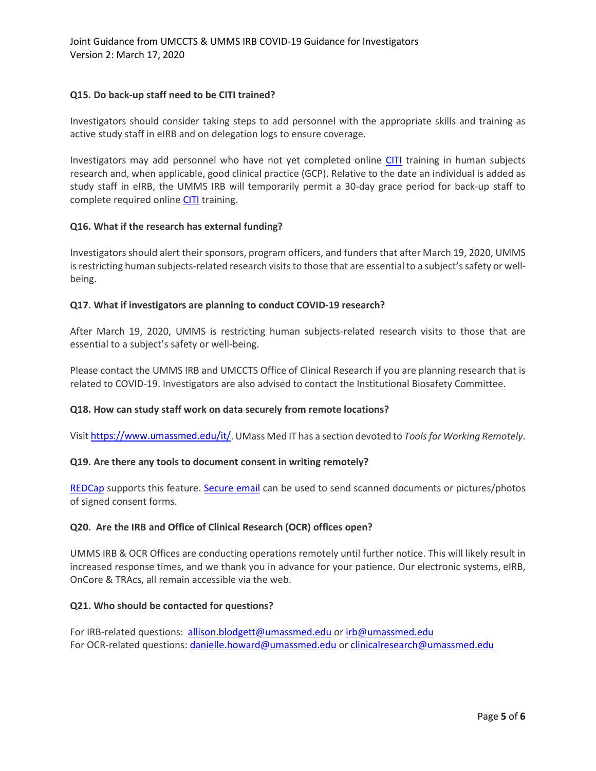### Q15. Do back-up staff need to be CITI trained?

Investigators should consider taking steps to add personnel with the appropriate skills and training as active study staff in eIRB and on delegation logs to ensure coverage.

Investigators may add personnel who have not yet completed online CITI training in human subjects research and, when applicable, good clinical practice (GCP). Relative to the date an individual is added as study staff in eIRB, the UMMS IRB will temporarily permit a 30-day grace period for back-up staff to complete required online CITI training.

### Q16. What if the research has external funding?

Investigators should alert their sponsors, program officers, and funders that after March 19, 2020, UMMS is restricting human subjects-related research visits to those that are essential to a subject's safety or well-being.

### Q17. What if investigators are planning to conduct COVID-19 research?

After March 19, 2020, UMMS is restricting human subjects-related research visits to those that are essential to a subject's safety or well-being.

Please contact the UMMS IRB and UMCCTS Office of Clinical Research if you are planning research that is related to COVID-19. Investigators are also advised to contact the Institutional Biosafety Committee.

### Q18. How can study staff work on data securely from remote locations?

Visit https://www.umassmed.edu/it/. UMass Med IT has a section devoted to *Tools for Working Remotely*.

### Q19. Are there any tools to document consent in writing remotely?

REDCap supports this feature. Secure email can be used to send scanned documents or pictures/photos of signed consent forms.

### Q20. Are the IRB and Office of Clinical Research (OCR) offices open?

UMMS IRB & OCR Offices are conducting operations remotely until further notice. This will likely result in increased response times, and we thank you in advance for your patience. Our electronic systems, eIRB, OnCore & TRAcs, all remain accessible via the web.

### Q21. Who should be contacted for questions?

For IRB-related questions: allison.blodgett@umassmed.edu or irb@umassmed.edu
For OCR-related questions: danielle.howard@umassmed.edu or clinicalresearch@umassmed.edu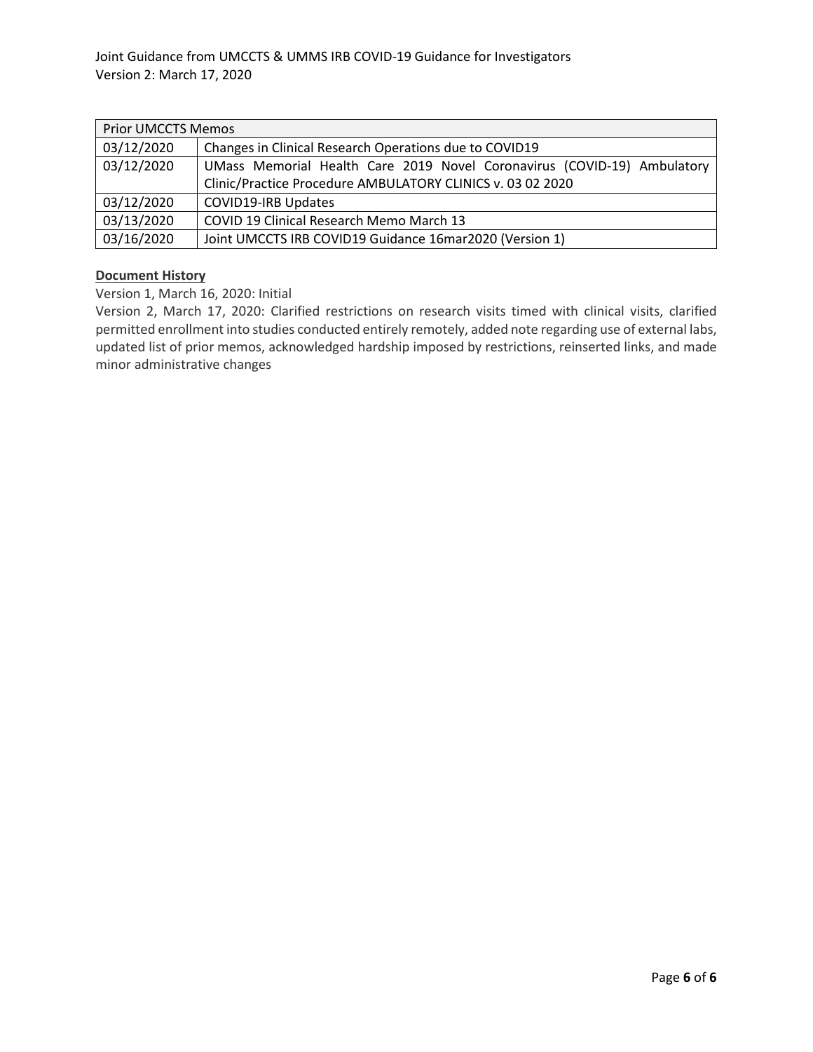| Prior UMCCTS Memos | |
|---|---|
| 03/12/2020 | Changes in Clinical Research Operations due to COVID19 |
| 03/12/2020 | UMass Memorial Health Care 2019 Novel Coronavirus (COVID-19) Ambulatory Clinic/Practice Procedure AMBULATORY CLINICS v. 03 02 2020 |
| 03/12/2020 | COVID19-IRB Updates |
| 03/13/2020 | COVID 19 Clinical Research Memo March 13 |
| 03/16/2020 | Joint UMCCTS IRB COVID19 Guidance 16mar2020 (Version 1) |

**Document History**

Version 1, March 16, 2020: Initial

Version 2, March 17, 2020: Clarified restrictions on research visits timed with clinical visits, clarified permitted enrollment into studies conducted entirely remotely, added note regarding use of external labs, updated list of prior memos, acknowledged hardship imposed by restrictions, reinserted links, and made minor administrative changes